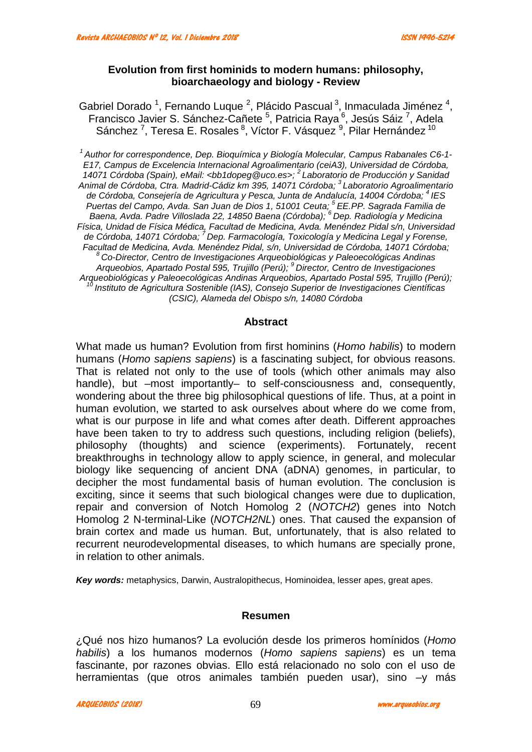# Evolution from first hominids to modern humans: philosophy, bioarchaeology and biology - Review

Gabriel Dorado [1], Fernando Luque [2], Plácido Pascual [3], Inmaculada Jiménez [4], Francisco Javier S. Sánchez-Cañete [5], Patricia Raya [6], Jesús Sáiz [7], Adela Sánchez [7], Teresa E. Rosales [8], Víctor F. Vásquez [9], Pilar Hernández [10]

*[1] Author for correspondence, Dep. Bioquímica y Biología Molecular, Campus Rabanales C6-1-E17, Campus de Excelencia Internacional Agroalimentario (ceiA3), Universidad de Córdoba, 14071 Córdoba (Spain), eMail: <bb1dopeg@uco.es>; [2] Laboratorio de Producción y Sanidad Animal de Córdoba, Ctra. Madrid-Cádiz km 395, 14071 Córdoba; [3] Laboratorio Agroalimentario de Córdoba, Consejería de Agricultura y Pesca, Junta de Andalucía, 14004 Córdoba; [4] IES Puertas del Campo, Avda. San Juan de Dios 1, 51001 Ceuta; [5] EE.PP. Sagrada Familia de Baena, Avda. Padre Villoslada 22, 14850 Baena (Córdoba); [6] Dep. Radiología y Medicina Física, Unidad de Física Médica, Facultad de Medicina, Avda. Menéndez Pidal s/n, Universidad de Córdoba, 14071 Córdoba; [7] Dep. Farmacología, Toxicología y Medicina Legal y Forense, Facultad de Medicina, Avda. Menéndez Pidal, s/n, Universidad de Córdoba, 14071 Córdoba; [8] Co-Director, Centro de Investigaciones Arqueobiológicas y Paleoecológicas Andinas Arqueobios, Apartado Postal 595, Trujillo (Perú); [9] Director, Centro de Investigaciones Arqueobiológicas y Paleoecológicas Andinas Arqueobios, Apartado Postal 595, Trujillo (Perú); [10] Instituto de Agricultura Sostenible (IAS), Consejo Superior de Investigaciones Científicas (CSIC), Alameda del Obispo s/n, 14080 Córdoba*

## Abstract

What made us human? Evolution from first hominins (*Homo habilis*) to modern humans (*Homo sapiens sapiens*) is a fascinating subject, for obvious reasons. That is related not only to the use of tools (which other animals may also handle), but –most importantly– to self-consciousness and, consequently, wondering about the three big philosophical questions of life. Thus, at a point in human evolution, we started to ask ourselves about where do we come from, what is our purpose in life and what comes after death. Different approaches have been taken to try to address such questions, including religion (beliefs), philosophy (thoughts) and science (experiments). Fortunately, recent breakthroughs in technology allow to apply science, in general, and molecular biology like sequencing of ancient DNA (aDNA) genomes, in particular, to decipher the most fundamental basis of human evolution. The conclusion is exciting, since it seems that such biological changes were due to duplication, repair and conversion of Notch Homolog 2 (*NOTCH2*) genes into Notch Homolog 2 N-terminal-Like (*NOTCH2NL*) ones. That caused the expansion of brain cortex and made us human. But, unfortunately, that is also related to recurrent neurodevelopmental diseases, to which humans are specially prone, in relation to other animals.

***Key words:*** metaphysics, Darwin, Australopithecus, Hominoidea, lesser apes, great apes.

## Resumen

¿Qué nos hizo humanos? La evolución desde los primeros homínidos (*Homo habilis*) a los humanos modernos (*Homo sapiens sapiens*) es un tema fascinante, por razones obvias. Ello está relacionado no solo con el uso de herramientas (que otros animales también pueden usar), sino –y más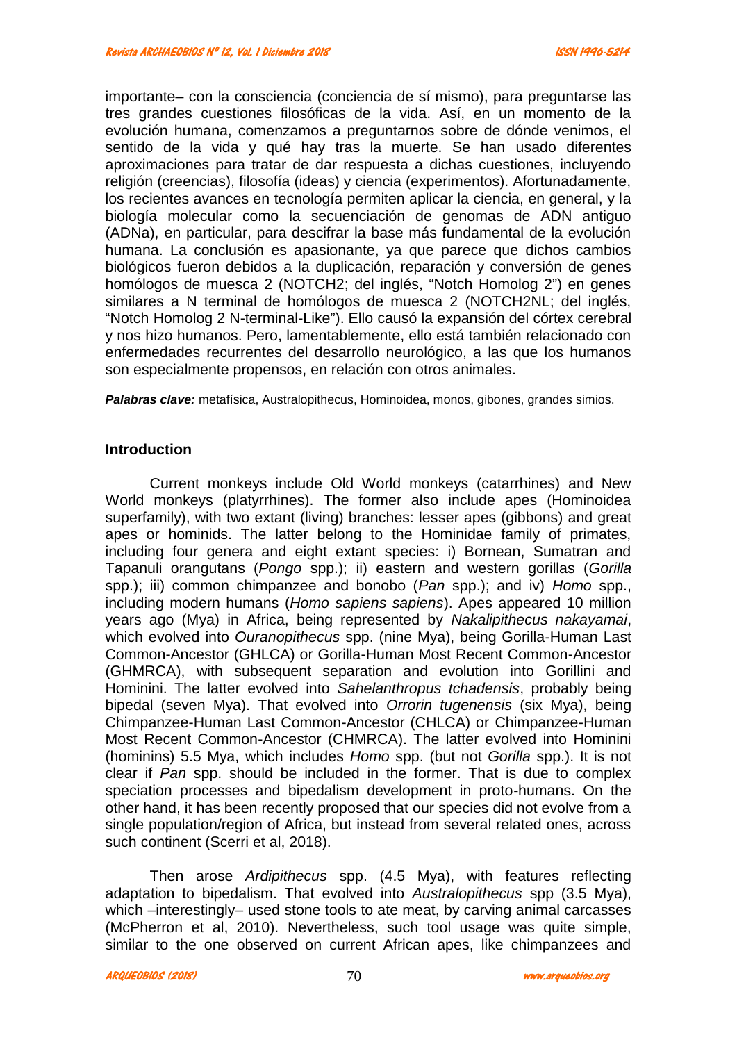importante– con la consciencia (conciencia de sí mismo), para preguntarse las tres grandes cuestiones filosóficas de la vida. Así, en un momento de la evolución humana, comenzamos a preguntarnos sobre de dónde venimos, el sentido de la vida y qué hay tras la muerte. Se han usado diferentes aproximaciones para tratar de dar respuesta a dichas cuestiones, incluyendo religión (creencias), filosofía (ideas) y ciencia (experimentos). Afortunadamente, los recientes avances en tecnología permiten aplicar la ciencia, en general, y la biología molecular como la secuenciación de genomas de ADN antiguo (ADNa), en particular, para descifrar la base más fundamental de la evolución humana. La conclusión es apasionante, ya que parece que dichos cambios biológicos fueron debidos a la duplicación, reparación y conversión de genes homólogos de muesca 2 (NOTCH2; del inglés, "Notch Homolog 2") en genes similares a N terminal de homólogos de muesca 2 (NOTCH2NL; del inglés, "Notch Homolog 2 N-terminal-Like"). Ello causó la expansión del córtex cerebral y nos hizo humanos. Pero, lamentablemente, ello está también relacionado con enfermedades recurrentes del desarrollo neurológico, a las que los humanos son especialmente propensos, en relación con otros animales.

***Palabras clave:*** metafísica, Australopithecus, Hominoidea, monos, gibones, grandes simios.

## Introduction

Current monkeys include Old World monkeys (catarrhines) and New World monkeys (platyrrhines). The former also include apes (Hominoidea superfamily), with two extant (living) branches: lesser apes (gibbons) and great apes or hominids. The latter belong to the Hominidae family of primates, including four genera and eight extant species: i) Bornean, Sumatran and Tapanuli orangutans (*Pongo* spp.); ii) eastern and western gorillas (*Gorilla* spp.); iii) common chimpanzee and bonobo (*Pan* spp.); and iv) *Homo* spp., including modern humans (*Homo sapiens sapiens*). Apes appeared 10 million years ago (Mya) in Africa, being represented by *Nakalipithecus nakayamai*, which evolved into *Ouranopithecus* spp. (nine Mya), being Gorilla-Human Last Common-Ancestor (GHLCA) or Gorilla-Human Most Recent Common-Ancestor (GHMRCA), with subsequent separation and evolution into Gorillini and Hominini. The latter evolved into *Sahelanthropus tchadensis*, probably being bipedal (seven Mya). That evolved into *Orrorin tugenensis* (six Mya), being Chimpanzee-Human Last Common-Ancestor (CHLCA) or Chimpanzee-Human Most Recent Common-Ancestor (CHMRCA). The latter evolved into Hominini (hominins) 5.5 Mya, which includes *Homo* spp. (but not *Gorilla* spp.). It is not clear if *Pan* spp. should be included in the former. That is due to complex speciation processes and bipedalism development in proto-humans. On the other hand, it has been recently proposed that our species did not evolve from a single population/region of Africa, but instead from several related ones, across such continent (Scerri et al, 2018).

Then arose *Ardipithecus* spp. (4.5 Mya), with features reflecting adaptation to bipedalism. That evolved into *Australopithecus* spp (3.5 Mya), which –interestingly– used stone tools to ate meat, by carving animal carcasses (McPherron et al, 2010). Nevertheless, such tool usage was quite simple, similar to the one observed on current African apes, like chimpanzees and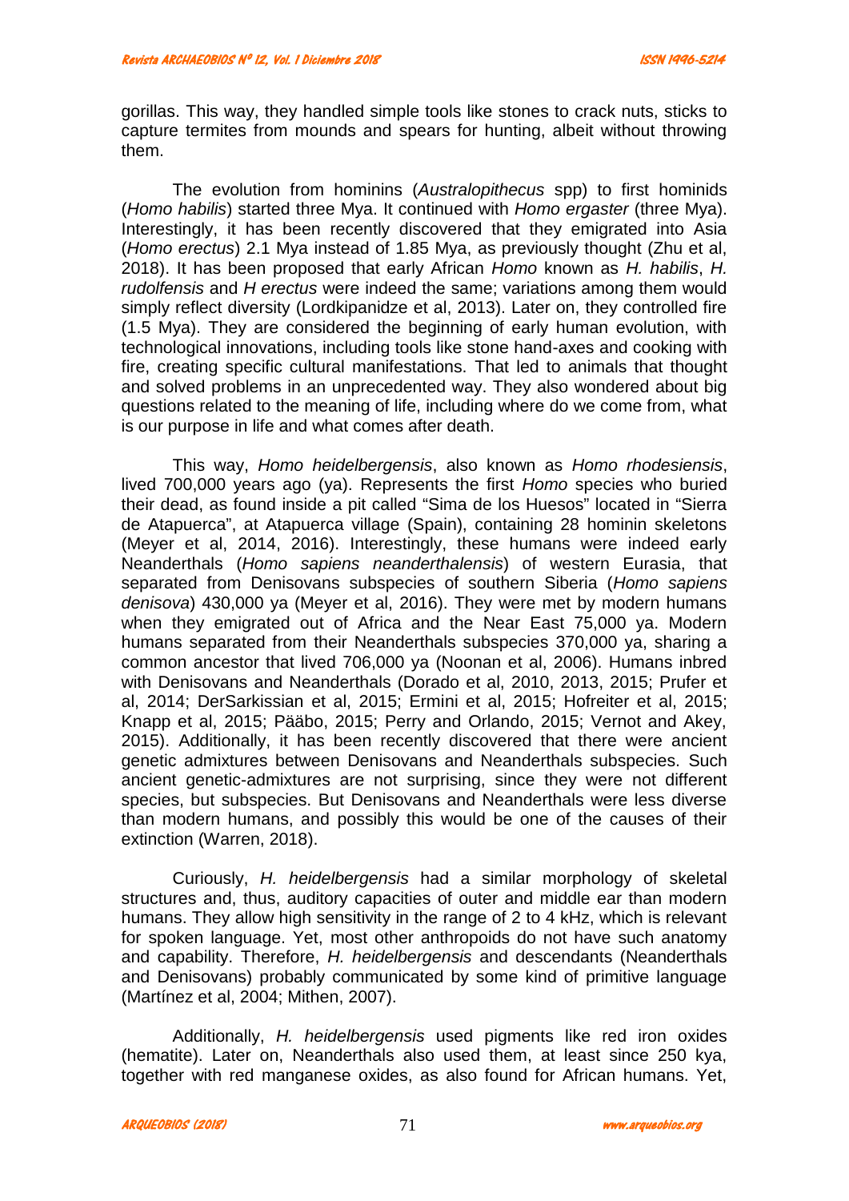gorillas. This way, they handled simple tools like stones to crack nuts, sticks to capture termites from mounds and spears for hunting, albeit without throwing them.

The evolution from hominins (*Australopithecus* spp) to first hominids (*Homo habilis*) started three Mya. It continued with *Homo ergaster* (three Mya). Interestingly, it has been recently discovered that they emigrated into Asia (*Homo erectus*) 2.1 Mya instead of 1.85 Mya, as previously thought (Zhu et al, 2018). It has been proposed that early African *Homo* known as *H. habilis*, *H. rudolfensis* and *H erectus* were indeed the same; variations among them would simply reflect diversity (Lordkipanidze et al, 2013). Later on, they controlled fire (1.5 Mya). They are considered the beginning of early human evolution, with technological innovations, including tools like stone hand-axes and cooking with fire, creating specific cultural manifestations. That led to animals that thought and solved problems in an unprecedented way. They also wondered about big questions related to the meaning of life, including where do we come from, what is our purpose in life and what comes after death.

This way, *Homo heidelbergensis*, also known as *Homo rhodesiensis*, lived 700,000 years ago (ya). Represents the first *Homo* species who buried their dead, as found inside a pit called "Sima de los Huesos" located in "Sierra de Atapuerca", at Atapuerca village (Spain), containing 28 hominin skeletons (Meyer et al, 2014, 2016). Interestingly, these humans were indeed early Neanderthals (*Homo sapiens neanderthalensis*) of western Eurasia, that separated from Denisovans subspecies of southern Siberia (*Homo sapiens denisova*) 430,000 ya (Meyer et al, 2016). They were met by modern humans when they emigrated out of Africa and the Near East 75,000 ya. Modern humans separated from their Neanderthals subspecies 370,000 ya, sharing a common ancestor that lived 706,000 ya (Noonan et al, 2006). Humans inbred with Denisovans and Neanderthals (Dorado et al, 2010, 2013, 2015; Prufer et al, 2014; DerSarkissian et al, 2015; Ermini et al, 2015; Hofreiter et al, 2015; Knapp et al, 2015; Pääbo, 2015; Perry and Orlando, 2015; Vernot and Akey, 2015). Additionally, it has been recently discovered that there were ancient genetic admixtures between Denisovans and Neanderthals subspecies. Such ancient genetic-admixtures are not surprising, since they were not different species, but subspecies. But Denisovans and Neanderthals were less diverse than modern humans, and possibly this would be one of the causes of their extinction (Warren, 2018).

Curiously, *H. heidelbergensis* had a similar morphology of skeletal structures and, thus, auditory capacities of outer and middle ear than modern humans. They allow high sensitivity in the range of 2 to 4 kHz, which is relevant for spoken language. Yet, most other anthropoids do not have such anatomy and capability. Therefore, *H. heidelbergensis* and descendants (Neanderthals and Denisovans) probably communicated by some kind of primitive language (Martínez et al, 2004; Mithen, 2007).

Additionally, *H. heidelbergensis* used pigments like red iron oxides (hematite). Later on, Neanderthals also used them, at least since 250 kya, together with red manganese oxides, as also found for African humans. Yet,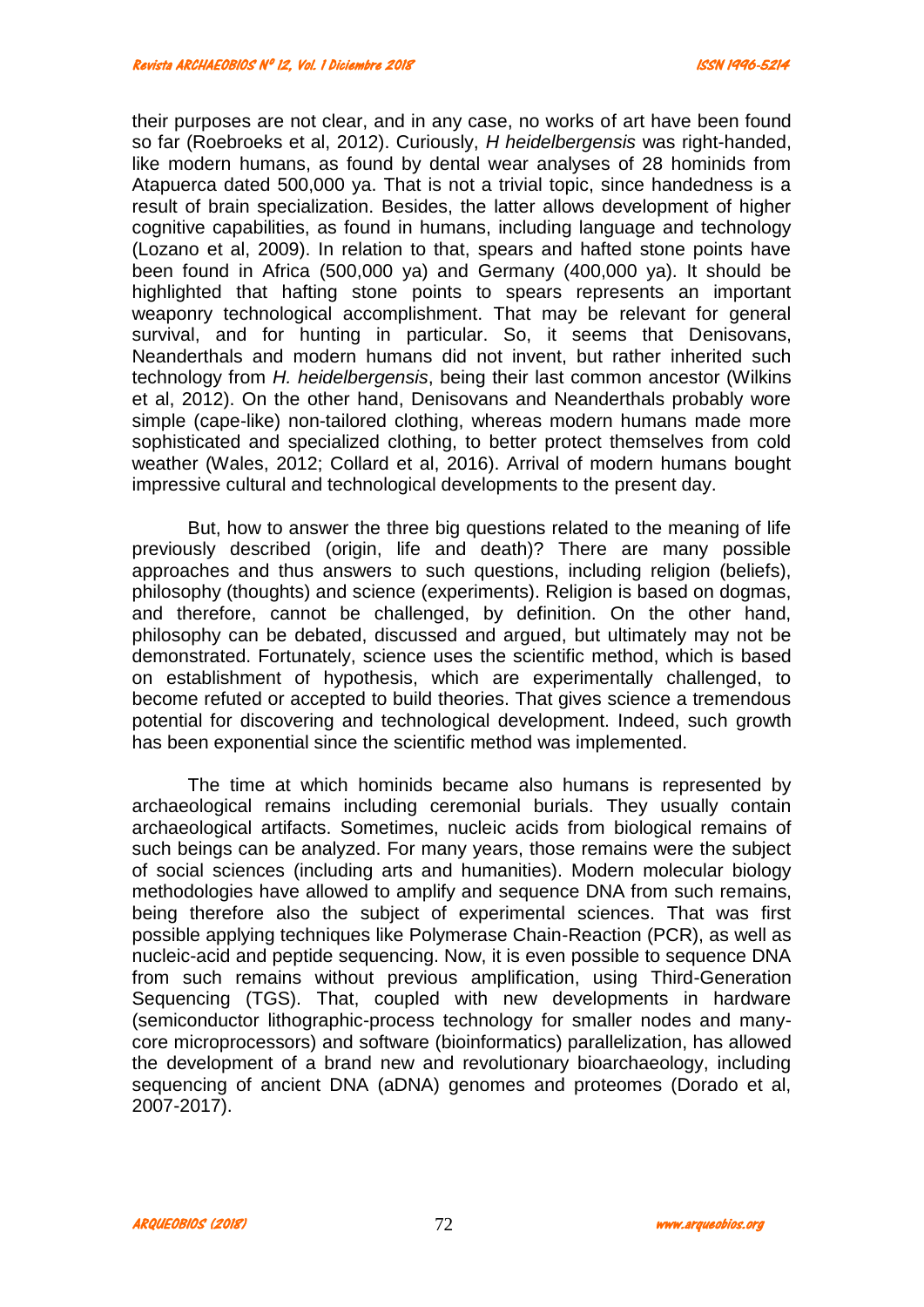their purposes are not clear, and in any case, no works of art have been found so far (Roebroeks et al, 2012). Curiously, *H heidelbergensis* was right-handed, like modern humans, as found by dental wear analyses of 28 hominids from Atapuerca dated 500,000 ya. That is not a trivial topic, since handedness is a result of brain specialization. Besides, the latter allows development of higher cognitive capabilities, as found in humans, including language and technology (Lozano et al, 2009). In relation to that, spears and hafted stone points have been found in Africa (500,000 ya) and Germany (400,000 ya). It should be highlighted that hafting stone points to spears represents an important weaponry technological accomplishment. That may be relevant for general survival, and for hunting in particular. So, it seems that Denisovans, Neanderthals and modern humans did not invent, but rather inherited such technology from *H. heidelbergensis*, being their last common ancestor (Wilkins et al, 2012). On the other hand, Denisovans and Neanderthals probably wore simple (cape-like) non-tailored clothing, whereas modern humans made more sophisticated and specialized clothing, to better protect themselves from cold weather (Wales, 2012; Collard et al, 2016). Arrival of modern humans bought impressive cultural and technological developments to the present day.

But, how to answer the three big questions related to the meaning of life previously described (origin, life and death)? There are many possible approaches and thus answers to such questions, including religion (beliefs), philosophy (thoughts) and science (experiments). Religion is based on dogmas, and therefore, cannot be challenged, by definition. On the other hand, philosophy can be debated, discussed and argued, but ultimately may not be demonstrated. Fortunately, science uses the scientific method, which is based on establishment of hypothesis, which are experimentally challenged, to become refuted or accepted to build theories. That gives science a tremendous potential for discovering and technological development. Indeed, such growth has been exponential since the scientific method was implemented.

The time at which hominids became also humans is represented by archaeological remains including ceremonial burials. They usually contain archaeological artifacts. Sometimes, nucleic acids from biological remains of such beings can be analyzed. For many years, those remains were the subject of social sciences (including arts and humanities). Modern molecular biology methodologies have allowed to amplify and sequence DNA from such remains, being therefore also the subject of experimental sciences. That was first possible applying techniques like Polymerase Chain-Reaction (PCR), as well as nucleic-acid and peptide sequencing. Now, it is even possible to sequence DNA from such remains without previous amplification, using Third-Generation Sequencing (TGS). That, coupled with new developments in hardware (semiconductor lithographic-process technology for smaller nodes and many-core microprocessors) and software (bioinformatics) parallelization, has allowed the development of a brand new and revolutionary bioarchaeology, including sequencing of ancient DNA (aDNA) genomes and proteomes (Dorado et al, 2007-2017).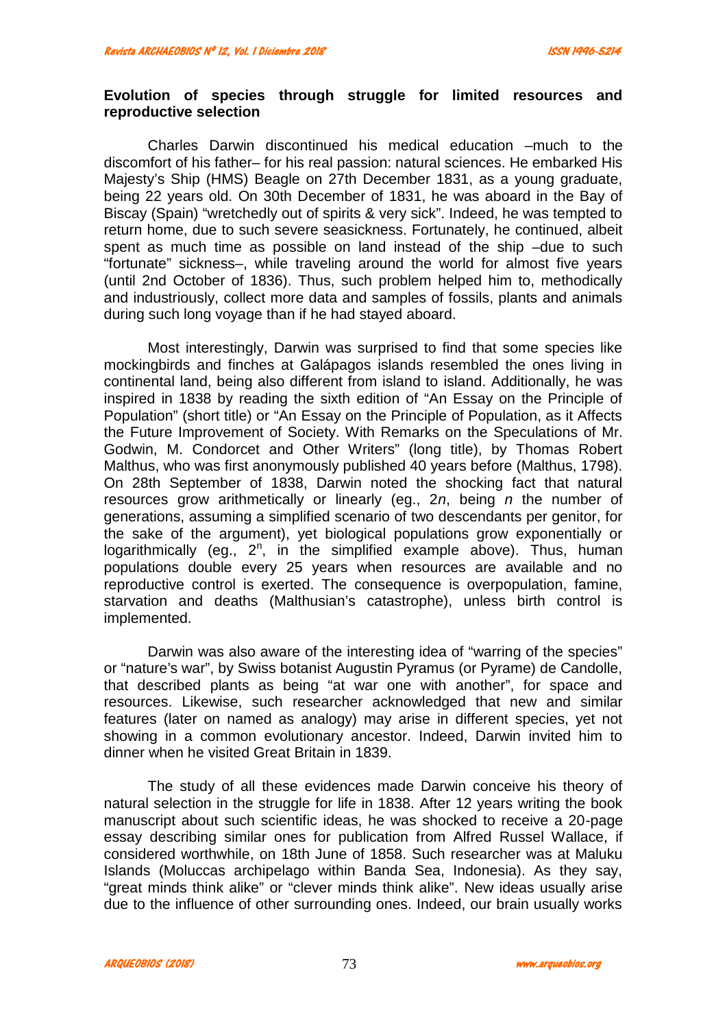**Evolution of species through struggle for limited resources and reproductive selection**

Charles Darwin discontinued his medical education –much to the discomfort of his father– for his real passion: natural sciences. He embarked His Majesty's Ship (HMS) Beagle on 27th December 1831, as a young graduate, being 22 years old. On 30th December of 1831, he was aboard in the Bay of Biscay (Spain) "wretchedly out of spirits & very sick". Indeed, he was tempted to return home, due to such severe seasickness. Fortunately, he continued, albeit spent as much time as possible on land instead of the ship –due to such "fortunate" sickness–, while traveling around the world for almost five years (until 2nd October of 1836). Thus, such problem helped him to, methodically and industriously, collect more data and samples of fossils, plants and animals during such long voyage than if he had stayed aboard.

Most interestingly, Darwin was surprised to find that some species like mockingbirds and finches at Galápagos islands resembled the ones living in continental land, being also different from island to island. Additionally, he was inspired in 1838 by reading the sixth edition of "An Essay on the Principle of Population" (short title) or "An Essay on the Principle of Population, as it Affects the Future Improvement of Society. With Remarks on the Speculations of Mr. Godwin, M. Condorcet and Other Writers" (long title), by Thomas Robert Malthus, who was first anonymously published 40 years before (Malthus, 1798). On 28th September of 1838, Darwin noted the shocking fact that natural resources grow arithmetically or linearly (eg., $2n$, being $n$ the number of generations, assuming a simplified scenario of two descendants per genitor, for the sake of the argument), yet biological populations grow exponentially or logarithmically (eg., $2^n$, in the simplified example above). Thus, human populations double every 25 years when resources are available and no reproductive control is exerted. The consequence is overpopulation, famine, starvation and deaths (Malthusian's catastrophe), unless birth control is implemented.

Darwin was also aware of the interesting idea of "warring of the species" or "nature's war", by Swiss botanist Augustin Pyramus (or Pyrame) de Candolle, that described plants as being "at war one with another", for space and resources. Likewise, such researcher acknowledged that new and similar features (later on named as analogy) may arise in different species, yet not showing in a common evolutionary ancestor. Indeed, Darwin invited him to dinner when he visited Great Britain in 1839.

The study of all these evidences made Darwin conceive his theory of natural selection in the struggle for life in 1838. After 12 years writing the book manuscript about such scientific ideas, he was shocked to receive a 20-page essay describing similar ones for publication from Alfred Russel Wallace, if considered worthwhile, on 18th June of 1858. Such researcher was at Maluku Islands (Moluccas archipelago within Banda Sea, Indonesia). As they say, "great minds think alike" or "clever minds think alike". New ideas usually arise due to the influence of other surrounding ones. Indeed, our brain usually works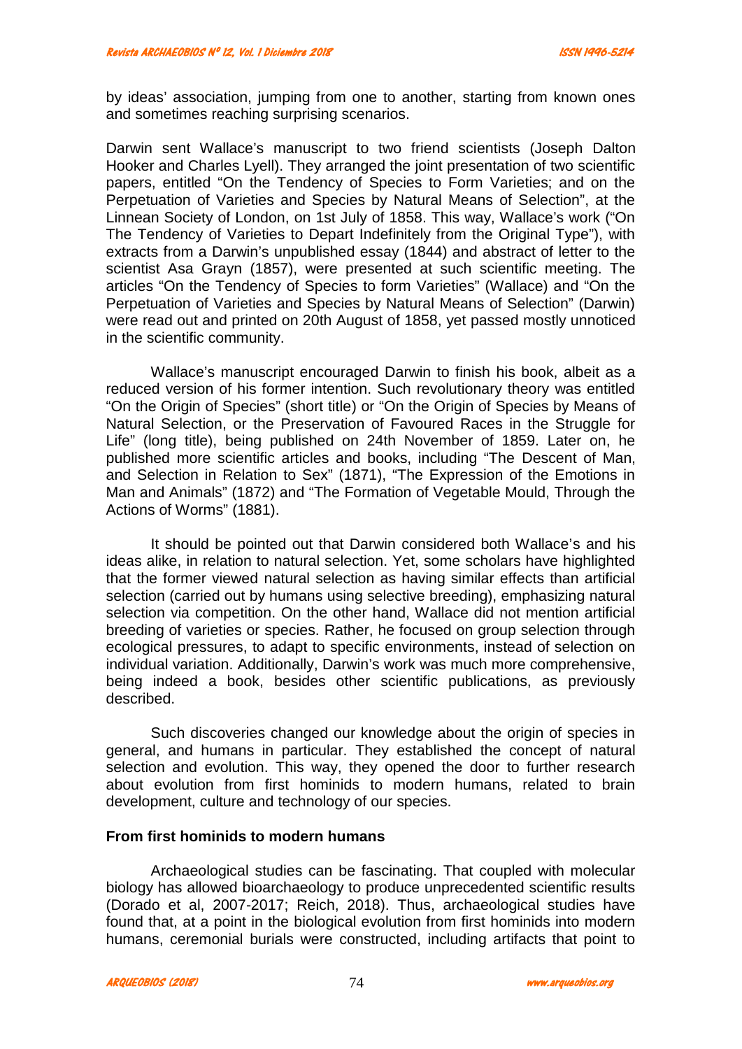by ideas' association, jumping from one to another, starting from known ones and sometimes reaching surprising scenarios.

Darwin sent Wallace's manuscript to two friend scientists (Joseph Dalton Hooker and Charles Lyell). They arranged the joint presentation of two scientific papers, entitled "On the Tendency of Species to Form Varieties; and on the Perpetuation of Varieties and Species by Natural Means of Selection", at the Linnean Society of London, on 1st July of 1858. This way, Wallace's work ("On The Tendency of Varieties to Depart Indefinitely from the Original Type"), with extracts from a Darwin's unpublished essay (1844) and abstract of letter to the scientist Asa Grayn (1857), were presented at such scientific meeting. The articles "On the Tendency of Species to form Varieties" (Wallace) and "On the Perpetuation of Varieties and Species by Natural Means of Selection" (Darwin) were read out and printed on 20th August of 1858, yet passed mostly unnoticed in the scientific community.

Wallace's manuscript encouraged Darwin to finish his book, albeit as a reduced version of his former intention. Such revolutionary theory was entitled "On the Origin of Species" (short title) or "On the Origin of Species by Means of Natural Selection, or the Preservation of Favoured Races in the Struggle for Life" (long title), being published on 24th November of 1859. Later on, he published more scientific articles and books, including "The Descent of Man, and Selection in Relation to Sex" (1871), "The Expression of the Emotions in Man and Animals" (1872) and "The Formation of Vegetable Mould, Through the Actions of Worms" (1881).

It should be pointed out that Darwin considered both Wallace's and his ideas alike, in relation to natural selection. Yet, some scholars have highlighted that the former viewed natural selection as having similar effects than artificial selection (carried out by humans using selective breeding), emphasizing natural selection via competition. On the other hand, Wallace did not mention artificial breeding of varieties or species. Rather, he focused on group selection through ecological pressures, to adapt to specific environments, instead of selection on individual variation. Additionally, Darwin's work was much more comprehensive, being indeed a book, besides other scientific publications, as previously described.

Such discoveries changed our knowledge about the origin of species in general, and humans in particular. They established the concept of natural selection and evolution. This way, they opened the door to further research about evolution from first hominids to modern humans, related to brain development, culture and technology of our species.

## From first hominids to modern humans

Archaeological studies can be fascinating. That coupled with molecular biology has allowed bioarchaeology to produce unprecedented scientific results (Dorado et al, 2007-2017; Reich, 2018). Thus, archaeological studies have found that, at a point in the biological evolution from first hominids into modern humans, ceremonial burials were constructed, including artifacts that point to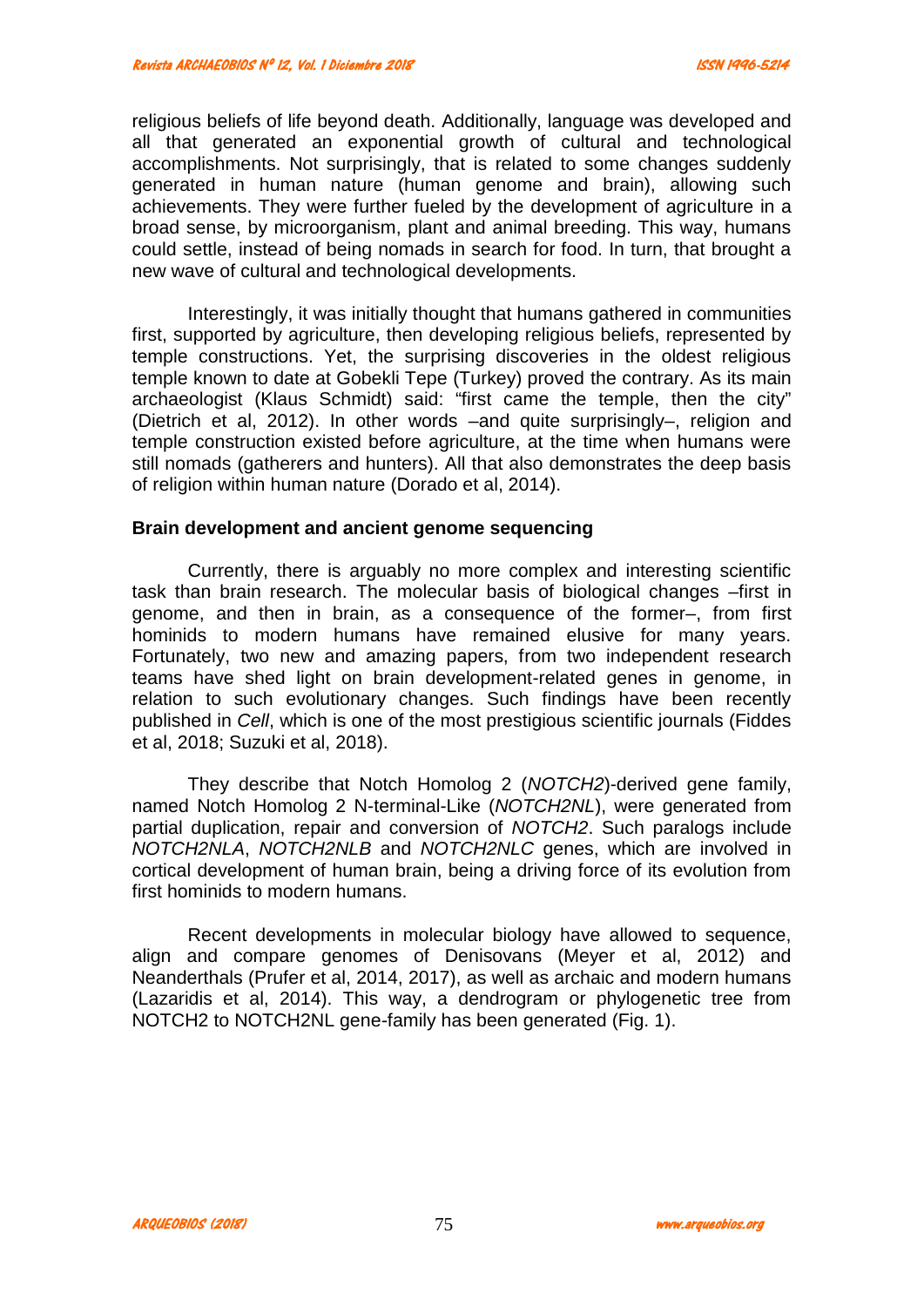religious beliefs of life beyond death. Additionally, language was developed and all that generated an exponential growth of cultural and technological accomplishments. Not surprisingly, that is related to some changes suddenly generated in human nature (human genome and brain), allowing such achievements. They were further fueled by the development of agriculture in a broad sense, by microorganism, plant and animal breeding. This way, humans could settle, instead of being nomads in search for food. In turn, that brought a new wave of cultural and technological developments.

Interestingly, it was initially thought that humans gathered in communities first, supported by agriculture, then developing religious beliefs, represented by temple constructions. Yet, the surprising discoveries in the oldest religious temple known to date at Gobekli Tepe (Turkey) proved the contrary. As its main archaeologist (Klaus Schmidt) said: "first came the temple, then the city" (Dietrich et al, 2012). In other words –and quite surprisingly–, religion and temple construction existed before agriculture, at the time when humans were still nomads (gatherers and hunters). All that also demonstrates the deep basis of religion within human nature (Dorado et al, 2014).

**Brain development and ancient genome sequencing**

Currently, there is arguably no more complex and interesting scientific task than brain research. The molecular basis of biological changes –first in genome, and then in brain, as a consequence of the former–, from first hominids to modern humans have remained elusive for many years. Fortunately, two new and amazing papers, from two independent research teams have shed light on brain development-related genes in genome, in relation to such evolutionary changes. Such findings have been recently published in *Cell*, which is one of the most prestigious scientific journals (Fiddes et al, 2018; Suzuki et al, 2018).

They describe that Notch Homolog 2 (*NOTCH2*)-derived gene family, named Notch Homolog 2 N-terminal-Like (*NOTCH2NL*), were generated from partial duplication, repair and conversion of *NOTCH2*. Such paralogs include *NOTCH2NLA*, *NOTCH2NLB* and *NOTCH2NLC* genes, which are involved in cortical development of human brain, being a driving force of its evolution from first hominids to modern humans.

Recent developments in molecular biology have allowed to sequence, align and compare genomes of Denisovans (Meyer et al, 2012) and Neanderthals (Prufer et al, 2014, 2017), as well as archaic and modern humans (Lazaridis et al, 2014). This way, a dendrogram or phylogenetic tree from NOTCH2 to NOTCH2NL gene-family has been generated (Fig. 1).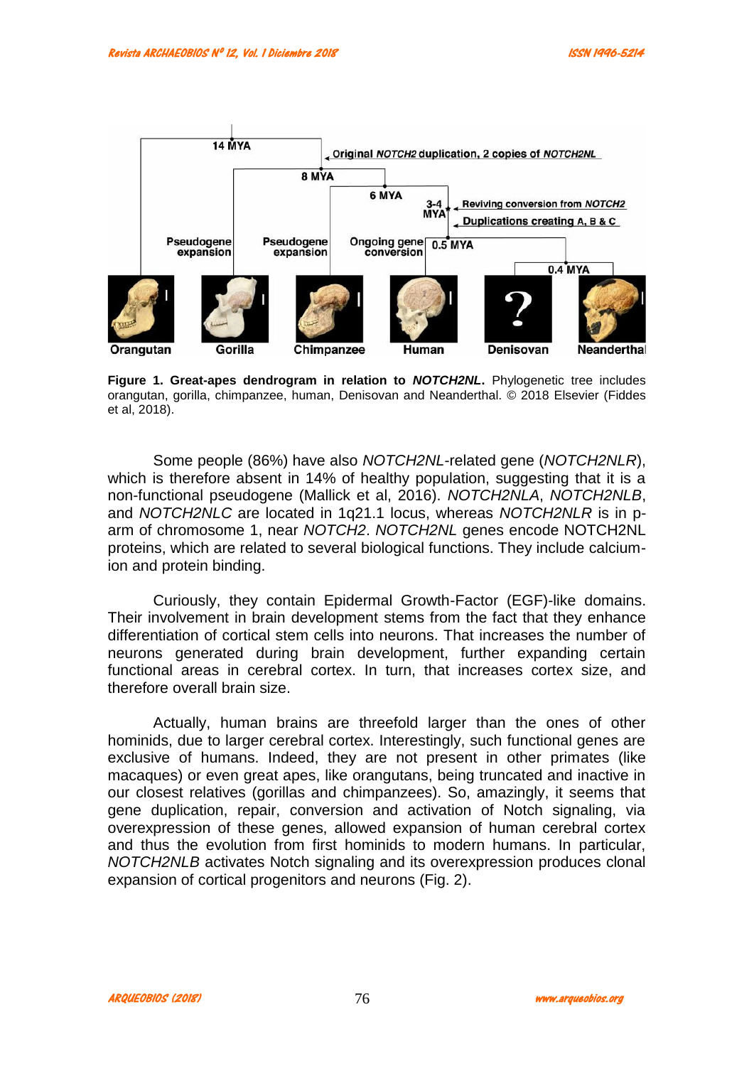**Figure 1. Great-apes dendrogram in relation to *NOTCH2NL*.** Phylogenetic tree includes orangutan, gorilla, chimpanzee, human, Denisovan and Neanderthal. © 2018 Elsevier (Fiddes et al, 2018).

Some people (86%) have also *NOTCH2NL*-related gene (*NOTCH2NLR*), which is therefore absent in 14% of healthy population, suggesting that it is a non-functional pseudogene (Mallick et al, 2016). *NOTCH2NLA*, *NOTCH2NLB*, and *NOTCH2NLC* are located in 1q21.1 locus, whereas *NOTCH2NLR* is in p-arm of chromosome 1, near *NOTCH2*. *NOTCH2NL* genes encode NOTCH2NL proteins, which are related to several biological functions. They include calcium-ion and protein binding.

Curiously, they contain Epidermal Growth-Factor (EGF)-like domains. Their involvement in brain development stems from the fact that they enhance differentiation of cortical stem cells into neurons. That increases the number of neurons generated during brain development, further expanding certain functional areas in cerebral cortex. In turn, that increases cortex size, and therefore overall brain size.

Actually, human brains are threefold larger than the ones of other hominids, due to larger cerebral cortex. Interestingly, such functional genes are exclusive of humans. Indeed, they are not present in other primates (like macaques) or even great apes, like orangutans, being truncated and inactive in our closest relatives (gorillas and chimpanzees). So, amazingly, it seems that gene duplication, repair, conversion and activation of Notch signaling, via overexpression of these genes, allowed expansion of human cerebral cortex and thus the evolution from first hominids to modern humans. In particular, *NOTCH2NLB* activates Notch signaling and its overexpression produces clonal expansion of cortical progenitors and neurons (Fig. 2).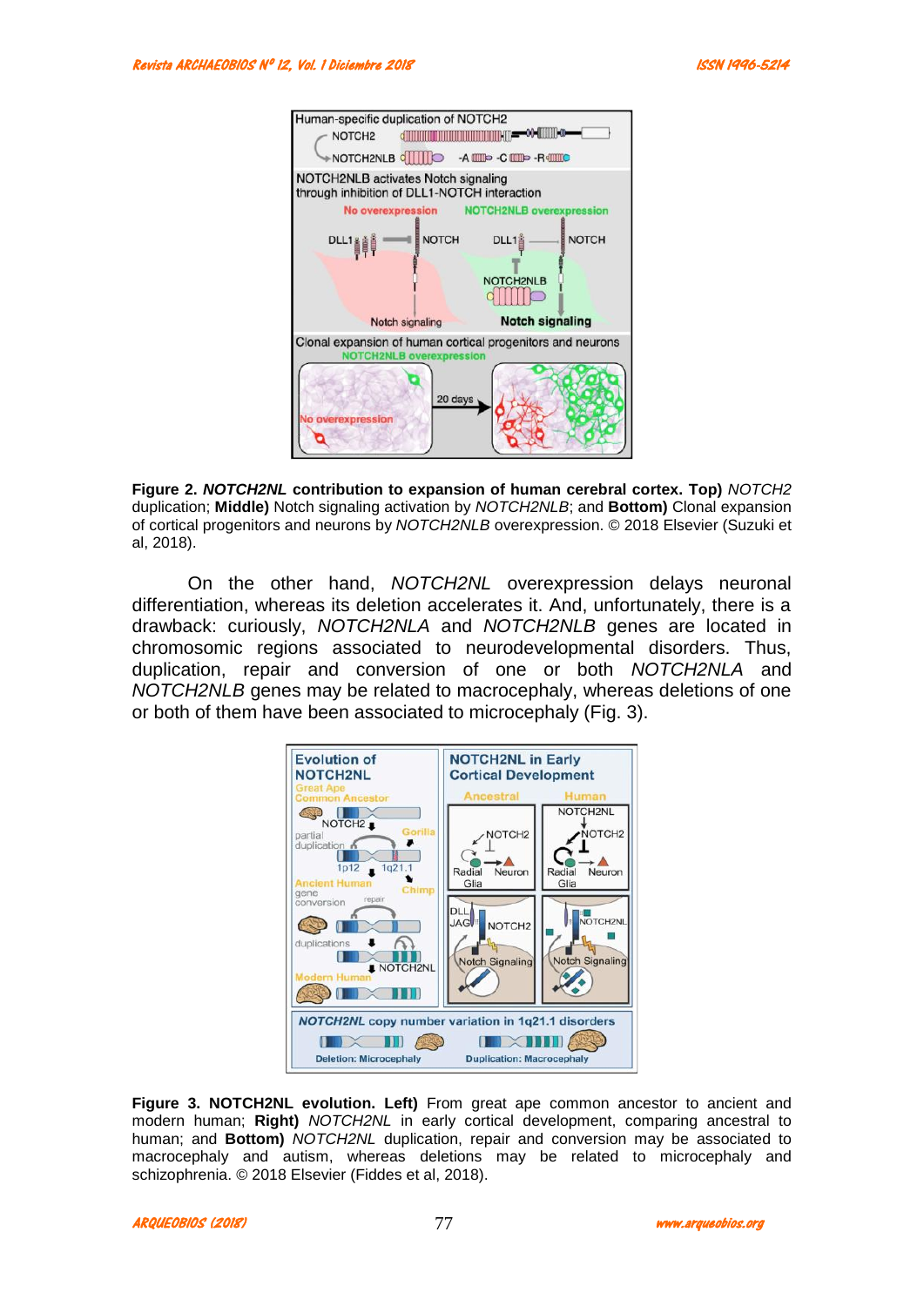**Figure 2. *NOTCH2NL* contribution to expansion of human cerebral cortex. Top)** *NOTCH2* duplication; **Middle)** Notch signaling activation by *NOTCH2NLB*; and **Bottom)** Clonal expansion of cortical progenitors and neurons by *NOTCH2NLB* overexpression. © 2018 Elsevier (Suzuki et al, 2018).

On the other hand, *NOTCH2NL* overexpression delays neuronal differentiation, whereas its deletion accelerates it. And, unfortunately, there is a drawback: curiously, *NOTCH2NLA* and *NOTCH2NLB* genes are located in chromosomic regions associated to neurodevelopmental disorders. Thus, duplication, repair and conversion of one or both *NOTCH2NLA* and *NOTCH2NLB* genes may be related to macrocephaly, whereas deletions of one or both of them have been associated to microcephaly (Fig. 3).

**Figure 3. NOTCH2NL evolution. Left)** From great ape common ancestor to ancient and modern human; **Right)** *NOTCH2NL* in early cortical development, comparing ancestral to human; and **Bottom)** *NOTCH2NL* duplication, repair and conversion may be associated to macrocephaly and autism, whereas deletions may be related to microcephaly and schizophrenia. © 2018 Elsevier (Fiddes et al, 2018).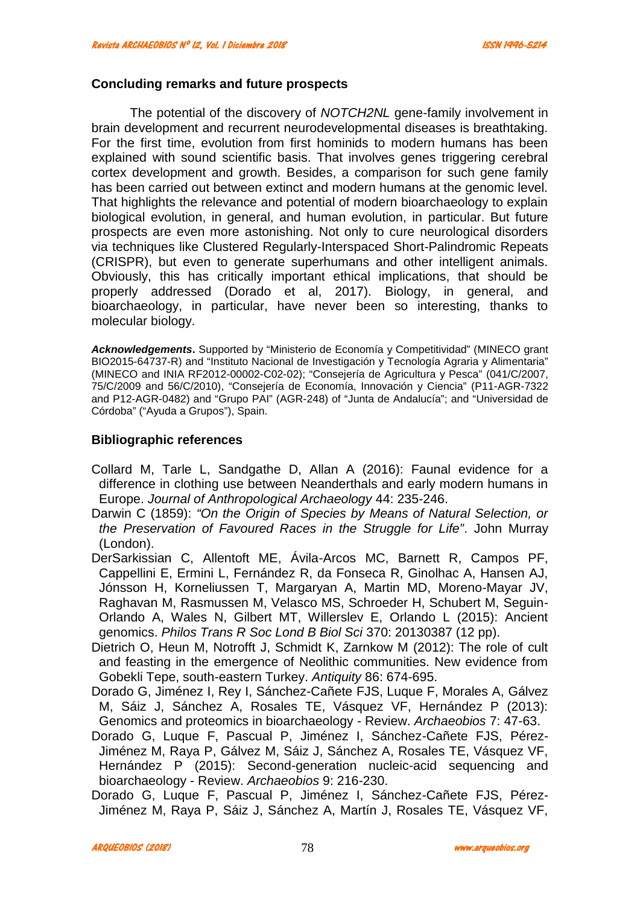## Concluding remarks and future prospects

The potential of the discovery of *NOTCH2NL* gene-family involvement in brain development and recurrent neurodevelopmental diseases is breathtaking. For the first time, evolution from first hominids to modern humans has been explained with sound scientific basis. That involves genes triggering cerebral cortex development and growth. Besides, a comparison for such gene family has been carried out between extinct and modern humans at the genomic level. That highlights the relevance and potential of modern bioarchaeology to explain biological evolution, in general, and human evolution, in particular. But future prospects are even more astonishing. Not only to cure neurological disorders via techniques like Clustered Regularly-Interspaced Short-Palindromic Repeats (CRISPR), but even to generate superhumans and other intelligent animals. Obviously, this has critically important ethical implications, that should be properly addressed (Dorado et al, 2017). Biology, in general, and bioarchaeology, in particular, have never been so interesting, thanks to molecular biology.

***Acknowledgements*.** Supported by "Ministerio de Economía y Competitividad" (MINECO grant BIO2015-64737-R) and "Instituto Nacional de Investigación y Tecnología Agraria y Alimentaria" (MINECO and INIA RF2012-00002-C02-02); "Consejería de Agricultura y Pesca" (041/C/2007, 75/C/2009 and 56/C/2010), "Consejería de Economía, Innovación y Ciencia" (P11-AGR-7322 and P12-AGR-0482) and "Grupo PAI" (AGR-248) of "Junta de Andalucía"; and "Universidad de Córdoba" ("Ayuda a Grupos"), Spain.

## Bibliographic references

Collard M, Tarle L, Sandgathe D, Allan A (2016): Faunal evidence for a difference in clothing use between Neanderthals and early modern humans in Europe. *Journal of Anthropological Archaeology* 44: 235-246.

Darwin C (1859): *"On the Origin of Species by Means of Natural Selection, or the Preservation of Favoured Races in the Struggle for Life"*. John Murray (London).

DerSarkissian C, Allentoft ME, Ávila-Arcos MC, Barnett R, Campos PF, Cappellini E, Ermini L, Fernández R, da Fonseca R, Ginolhac A, Hansen AJ, Jónsson H, Korneliussen T, Margaryan A, Martin MD, Moreno-Mayar JV, Raghavan M, Rasmussen M, Velasco MS, Schroeder H, Schubert M, Seguin-Orlando A, Wales N, Gilbert MT, Willerslev E, Orlando L (2015): Ancient genomics. *Philos Trans R Soc Lond B Biol Sci* 370: 20130387 (12 pp).

Dietrich O, Heun M, Notrofft J, Schmidt K, Zarnkow M (2012): The role of cult and feasting in the emergence of Neolithic communities. New evidence from Gobekli Tepe, south-eastern Turkey. *Antiquity* 86: 674-695.

Dorado G, Jiménez I, Rey I, Sánchez-Cañete FJS, Luque F, Morales A, Gálvez M, Sáiz J, Sánchez A, Rosales TE, Vásquez VF, Hernández P (2013): Genomics and proteomics in bioarchaeology - Review. *Archaeobios* 7: 47-63.

Dorado G, Luque F, Pascual P, Jiménez I, Sánchez-Cañete FJS, Pérez-Jiménez M, Raya P, Gálvez M, Sáiz J, Sánchez A, Rosales TE, Vásquez VF, Hernández P (2015): Second-generation nucleic-acid sequencing and bioarchaeology - Review. *Archaeobios* 9: 216-230.

Dorado G, Luque F, Pascual P, Jiménez I, Sánchez-Cañete FJS, Pérez-Jiménez M, Raya P, Sáiz J, Sánchez A, Martín J, Rosales TE, Vásquez VF,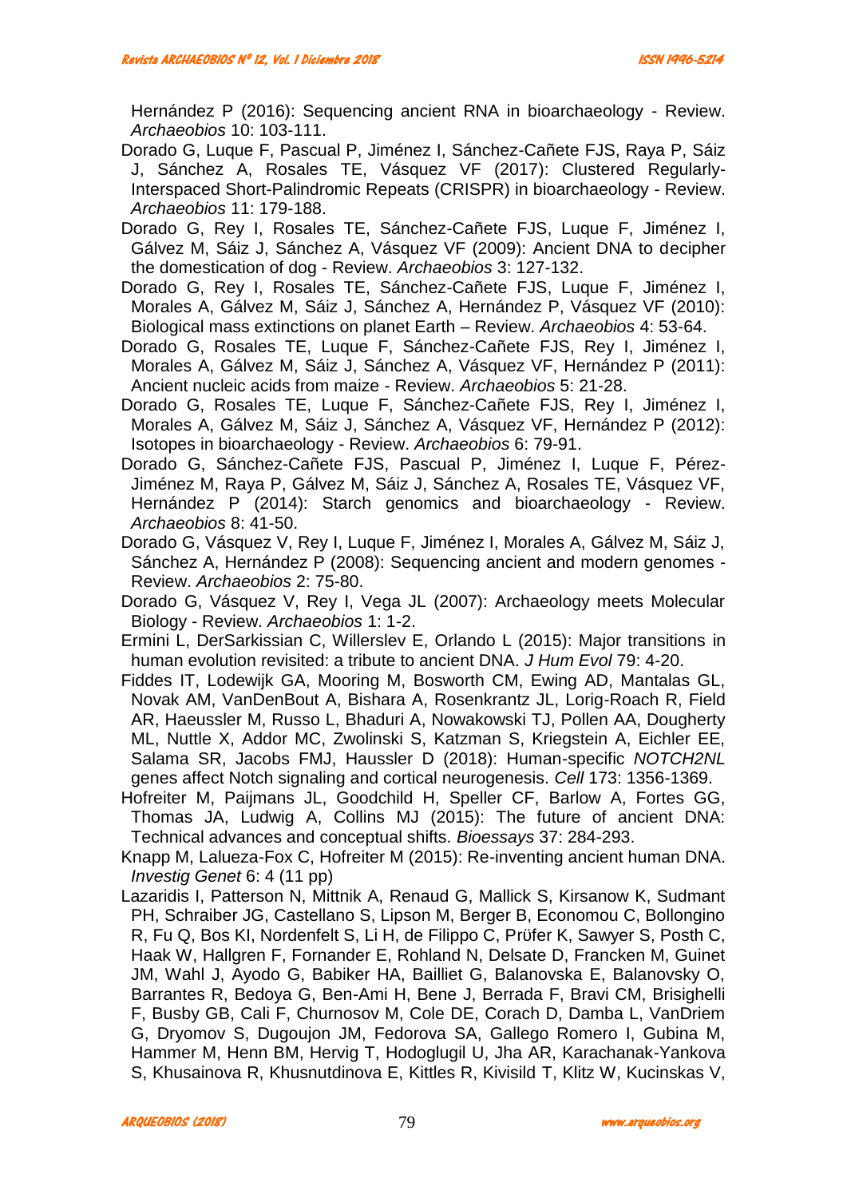Hernández P (2016): Sequencing ancient RNA in bioarchaeology - Review. *Archaeobios* 10: 103-111.

Dorado G, Luque F, Pascual P, Jiménez I, Sánchez-Cañete FJS, Raya P, Sáiz J, Sánchez A, Rosales TE, Vásquez VF (2017): Clustered Regularly-Interspaced Short-Palindromic Repeats (CRISPR) in bioarchaeology - Review. *Archaeobios* 11: 179-188.

Dorado G, Rey I, Rosales TE, Sánchez-Cañete FJS, Luque F, Jiménez I, Gálvez M, Sáiz J, Sánchez A, Vásquez VF (2009): Ancient DNA to decipher the domestication of dog - Review. *Archaeobios* 3: 127-132.

Dorado G, Rey I, Rosales TE, Sánchez-Cañete FJS, Luque F, Jiménez I, Morales A, Gálvez M, Sáiz J, Sánchez A, Hernández P, Vásquez VF (2010): Biological mass extinctions on planet Earth – Review. *Archaeobios* 4: 53-64.

Dorado G, Rosales TE, Luque F, Sánchez-Cañete FJS, Rey I, Jiménez I, Morales A, Gálvez M, Sáiz J, Sánchez A, Vásquez VF, Hernández P (2011): Ancient nucleic acids from maize - Review. *Archaeobios* 5: 21-28.

Dorado G, Rosales TE, Luque F, Sánchez-Cañete FJS, Rey I, Jiménez I, Morales A, Gálvez M, Sáiz J, Sánchez A, Vásquez VF, Hernández P (2012): Isotopes in bioarchaeology - Review. *Archaeobios* 6: 79-91.

Dorado G, Sánchez-Cañete FJS, Pascual P, Jiménez I, Luque F, Pérez-Jiménez M, Raya P, Gálvez M, Sáiz J, Sánchez A, Rosales TE, Vásquez VF, Hernández P (2014): Starch genomics and bioarchaeology - Review. *Archaeobios* 8: 41-50.

Dorado G, Vásquez V, Rey I, Luque F, Jiménez I, Morales A, Gálvez M, Sáiz J, Sánchez A, Hernández P (2008): Sequencing ancient and modern genomes - Review. *Archaeobios* 2: 75-80.

Dorado G, Vásquez V, Rey I, Vega JL (2007): Archaeology meets Molecular Biology - Review. *Archaeobios* 1: 1-2.

Ermini L, DerSarkissian C, Willerslev E, Orlando L (2015): Major transitions in human evolution revisited: a tribute to ancient DNA. *J Hum Evol* 79: 4-20.

Fiddes IT, Lodewijk GA, Mooring M, Bosworth CM, Ewing AD, Mantalas GL, Novak AM, VanDenBout A, Bishara A, Rosenkrantz JL, Lorig-Roach R, Field AR, Haeussler M, Russo L, Bhaduri A, Nowakowski TJ, Pollen AA, Dougherty ML, Nuttle X, Addor MC, Zwolinski S, Katzman S, Kriegstein A, Eichler EE, Salama SR, Jacobs FMJ, Haussler D (2018): Human-specific *NOTCH2NL* genes affect Notch signaling and cortical neurogenesis. *Cell* 173: 1356-1369.

Hofreiter M, Paijmans JL, Goodchild H, Speller CF, Barlow A, Fortes GG, Thomas JA, Ludwig A, Collins MJ (2015): The future of ancient DNA: Technical advances and conceptual shifts. *Bioessays* 37: 284-293.

Knapp M, Lalueza-Fox C, Hofreiter M (2015): Re-inventing ancient human DNA. *Investig Genet* 6: 4 (11 pp)

Lazaridis I, Patterson N, Mittnik A, Renaud G, Mallick S, Kirsanow K, Sudmant PH, Schraiber JG, Castellano S, Lipson M, Berger B, Economou C, Bollongino R, Fu Q, Bos KI, Nordenfelt S, Li H, de Filippo C, Prüfer K, Sawyer S, Posth C, Haak W, Hallgren F, Fornander E, Rohland N, Delsate D, Francken M, Guinet JM, Wahl J, Ayodo G, Babiker HA, Bailliet G, Balanovska E, Balanovsky O, Barrantes R, Bedoya G, Ben-Ami H, Bene J, Berrada F, Bravi CM, Brisighelli F, Busby GB, Cali F, Churnosov M, Cole DE, Corach D, Damba L, VanDriem G, Dryomov S, Dugoujon JM, Fedorova SA, Gallego Romero I, Gubina M, Hammer M, Henn BM, Hervig T, Hodoglugil U, Jha AR, Karachanak-Yankova S, Khusainova R, Khusnutdinova E, Kittles R, Kivisild T, Klitz W, Kucinskas V,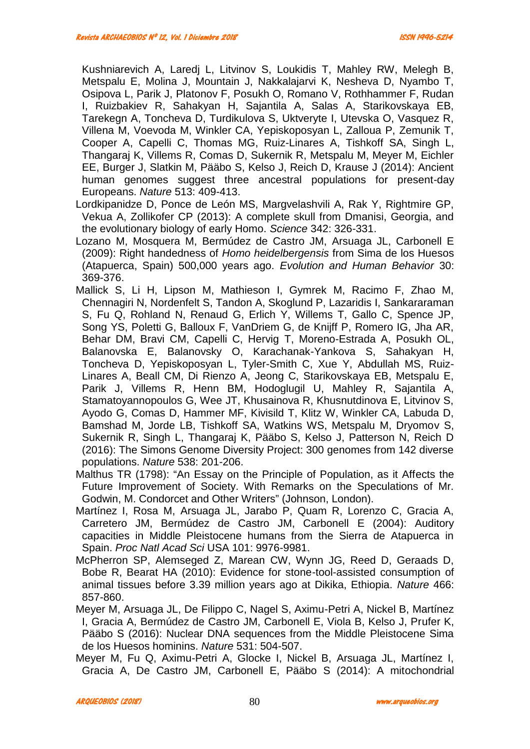Kushniarevich A, Laredj L, Litvinov S, Loukidis T, Mahley RW, Melegh B, Metspalu E, Molina J, Mountain J, Nakkalajarvi K, Nesheva D, Nyambo T, Osipova L, Parik J, Platonov F, Posukh O, Romano V, Rothhammer F, Rudan I, Ruizbakiev R, Sahakyan H, Sajantila A, Salas A, Starikovskaya EB, Tarekegn A, Toncheva D, Turdikulova S, Uktveryte I, Utevska O, Vasquez R, Villena M, Voevoda M, Winkler CA, Yepiskoposyan L, Zalloua P, Zemunik T, Cooper A, Capelli C, Thomas MG, Ruiz-Linares A, Tishkoff SA, Singh L, Thangaraj K, Villems R, Comas D, Sukernik R, Metspalu M, Meyer M, Eichler EE, Burger J, Slatkin M, Pääbo S, Kelso J, Reich D, Krause J (2014): Ancient human genomes suggest three ancestral populations for present-day Europeans. *Nature* 513: 409-413.

Lordkipanidze D, Ponce de León MS, Margvelashvili A, Rak Y, Rightmire GP, Vekua A, Zollikofer CP (2013): A complete skull from Dmanisi, Georgia, and the evolutionary biology of early Homo. *Science* 342: 326-331.

Lozano M, Mosquera M, Bermúdez de Castro JM, Arsuaga JL, Carbonell E (2009): Right handedness of *Homo heidelbergensis* from Sima de los Huesos (Atapuerca, Spain) 500,000 years ago. *Evolution and Human Behavior* 30: 369-376.

Mallick S, Li H, Lipson M, Mathieson I, Gymrek M, Racimo F, Zhao M, Chennagiri N, Nordenfelt S, Tandon A, Skoglund P, Lazaridis I, Sankararaman S, Fu Q, Rohland N, Renaud G, Erlich Y, Willems T, Gallo C, Spence JP, Song YS, Poletti G, Balloux F, VanDriem G, de Knijff P, Romero IG, Jha AR, Behar DM, Bravi CM, Capelli C, Hervig T, Moreno-Estrada A, Posukh OL, Balanovska E, Balanovsky O, Karachanak-Yankova S, Sahakyan H, Toncheva D, Yepiskoposyan L, Tyler-Smith C, Xue Y, Abdullah MS, Ruiz-Linares A, Beall CM, Di Rienzo A, Jeong C, Starikovskaya EB, Metspalu E, Parik J, Villems R, Henn BM, Hodoglugil U, Mahley R, Sajantila A, Stamatoyannopoulos G, Wee JT, Khusainova R, Khusnutdinova E, Litvinov S, Ayodo G, Comas D, Hammer MF, Kivisild T, Klitz W, Winkler CA, Labuda D, Bamshad M, Jorde LB, Tishkoff SA, Watkins WS, Metspalu M, Dryomov S, Sukernik R, Singh L, Thangaraj K, Pääbo S, Kelso J, Patterson N, Reich D (2016): The Simons Genome Diversity Project: 300 genomes from 142 diverse populations. *Nature* 538: 201-206.

Malthus TR (1798): "An Essay on the Principle of Population, as it Affects the Future Improvement of Society. With Remarks on the Speculations of Mr. Godwin, M. Condorcet and Other Writers" (Johnson, London).

Martínez I, Rosa M, Arsuaga JL, Jarabo P, Quam R, Lorenzo C, Gracia A, Carretero JM, Bermúdez de Castro JM, Carbonell E (2004): Auditory capacities in Middle Pleistocene humans from the Sierra de Atapuerca in Spain. *Proc Natl Acad Sci* USA 101: 9976-9981.

McPherron SP, Alemseged Z, Marean CW, Wynn JG, Reed D, Geraads D, Bobe R, Bearat HA (2010): Evidence for stone-tool-assisted consumption of animal tissues before 3.39 million years ago at Dikika, Ethiopia. *Nature* 466: 857-860.

Meyer M, Arsuaga JL, De Filippo C, Nagel S, Aximu-Petri A, Nickel B, Martínez I, Gracia A, Bermúdez de Castro JM, Carbonell E, Viola B, Kelso J, Prufer K, Pääbo S (2016): Nuclear DNA sequences from the Middle Pleistocene Sima de los Huesos hominins. *Nature* 531: 504-507.

Meyer M, Fu Q, Aximu-Petri A, Glocke I, Nickel B, Arsuaga JL, Martínez I, Gracia A, De Castro JM, Carbonell E, Pääbo S (2014): A mitochondrial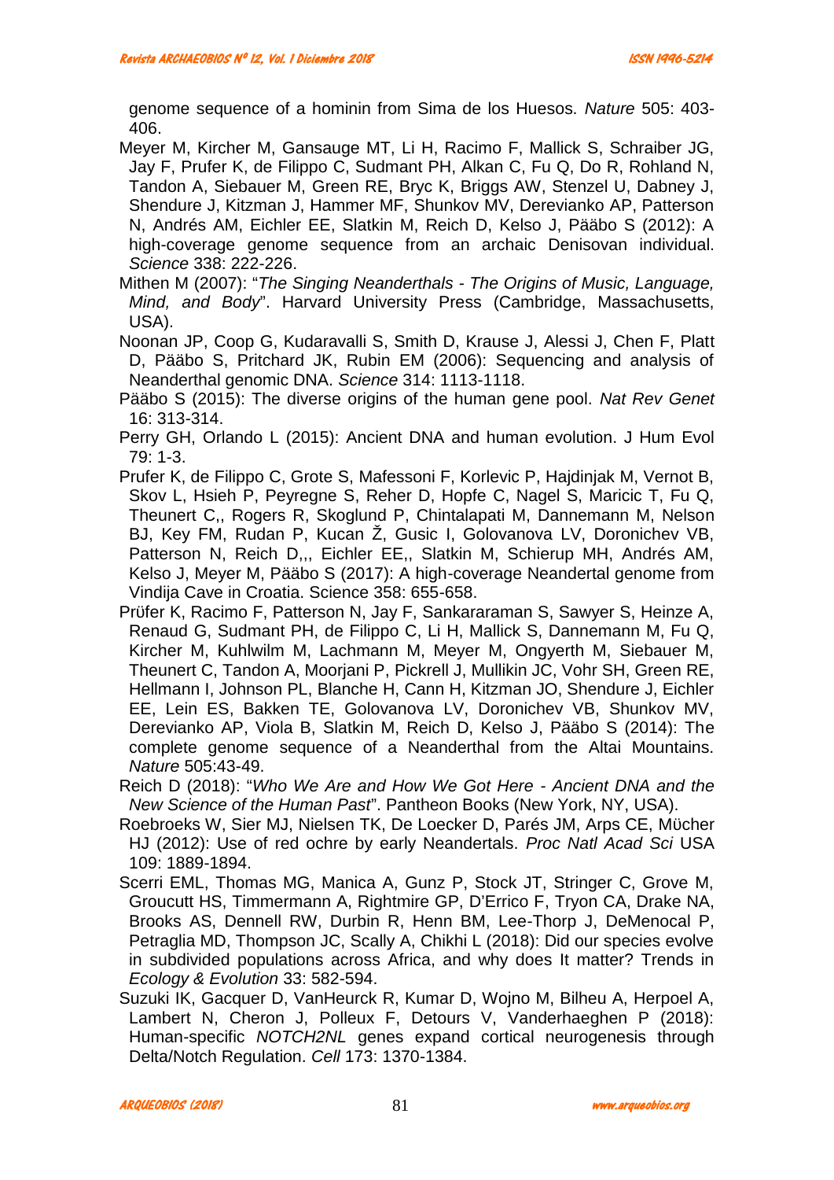genome sequence of a hominin from Sima de los Huesos. *Nature* 505: 403-406.

Meyer M, Kircher M, Gansauge MT, Li H, Racimo F, Mallick S, Schraiber JG, Jay F, Prufer K, de Filippo C, Sudmant PH, Alkan C, Fu Q, Do R, Rohland N, Tandon A, Siebauer M, Green RE, Bryc K, Briggs AW, Stenzel U, Dabney J, Shendure J, Kitzman J, Hammer MF, Shunkov MV, Derevianko AP, Patterson N, Andrés AM, Eichler EE, Slatkin M, Reich D, Kelso J, Pääbo S (2012): A high-coverage genome sequence from an archaic Denisovan individual. *Science* 338: 222-226.

Mithen M (2007): "*The Singing Neanderthals - The Origins of Music, Language, Mind, and Body*". Harvard University Press (Cambridge, Massachusetts, USA).

Noonan JP, Coop G, Kudaravalli S, Smith D, Krause J, Alessi J, Chen F, Platt D, Pääbo S, Pritchard JK, Rubin EM (2006): Sequencing and analysis of Neanderthal genomic DNA. *Science* 314: 1113-1118.

Pääbo S (2015): The diverse origins of the human gene pool. *Nat Rev Genet* 16: 313-314.

Perry GH, Orlando L (2015): Ancient DNA and human evolution. J Hum Evol 79: 1-3.

Prufer K, de Filippo C, Grote S, Mafessoni F, Korlevic P, Hajdinjak M, Vernot B, Skov L, Hsieh P, Peyregne S, Reher D, Hopfe C, Nagel S, Maricic T, Fu Q, Theunert C,, Rogers R, Skoglund P, Chintalapati M, Dannemann M, Nelson BJ, Key FM, Rudan P, Kucan Ž, Gusic I, Golovanova LV, Doronichev VB, Patterson N, Reich D,,, Eichler EE,, Slatkin M, Schierup MH, Andrés AM, Kelso J, Meyer M, Pääbo S (2017): A high-coverage Neandertal genome from Vindija Cave in Croatia. Science 358: 655-658.

Prüfer K, Racimo F, Patterson N, Jay F, Sankararaman S, Sawyer S, Heinze A, Renaud G, Sudmant PH, de Filippo C, Li H, Mallick S, Dannemann M, Fu Q, Kircher M, Kuhlwilm M, Lachmann M, Meyer M, Ongyerth M, Siebauer M, Theunert C, Tandon A, Moorjani P, Pickrell J, Mullikin JC, Vohr SH, Green RE, Hellmann I, Johnson PL, Blanche H, Cann H, Kitzman JO, Shendure J, Eichler EE, Lein ES, Bakken TE, Golovanova LV, Doronichev VB, Shunkov MV, Derevianko AP, Viola B, Slatkin M, Reich D, Kelso J, Pääbo S (2014): The complete genome sequence of a Neanderthal from the Altai Mountains. *Nature* 505:43-49.

Reich D (2018): "*Who We Are and How We Got Here - Ancient DNA and the New Science of the Human Past*". Pantheon Books (New York, NY, USA).

Roebroeks W, Sier MJ, Nielsen TK, De Loecker D, Parés JM, Arps CE, Mücher HJ (2012): Use of red ochre by early Neandertals. *Proc Natl Acad Sci* USA 109: 1889-1894.

Scerri EML, Thomas MG, Manica A, Gunz P, Stock JT, Stringer C, Grove M, Groucutt HS, Timmermann A, Rightmire GP, D'Errico F, Tryon CA, Drake NA, Brooks AS, Dennell RW, Durbin R, Henn BM, Lee-Thorp J, DeMenocal P, Petraglia MD, Thompson JC, Scally A, Chikhi L (2018): Did our species evolve in subdivided populations across Africa, and why does It matter? Trends in *Ecology & Evolution* 33: 582-594.

Suzuki IK, Gacquer D, VanHeurck R, Kumar D, Wojno M, Bilheu A, Herpoel A, Lambert N, Cheron J, Polleux F, Detours V, Vanderhaeghen P (2018): Human-specific *NOTCH2NL* genes expand cortical neurogenesis through Delta/Notch Regulation. *Cell* 173: 1370-1384.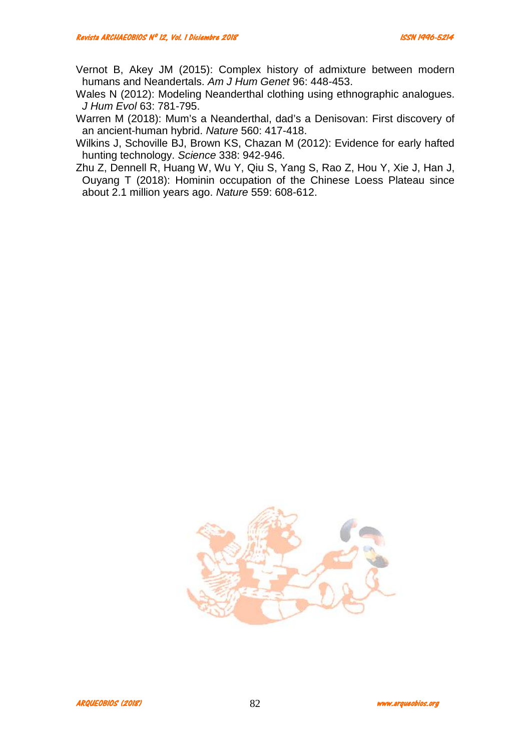Vernot B, Akey JM (2015): Complex history of admixture between modern humans and Neandertals. *Am J Hum Genet* 96: 448-453.

Wales N (2012): Modeling Neanderthal clothing using ethnographic analogues. *J Hum Evol* 63: 781-795.

Warren M (2018): Mum's a Neanderthal, dad's a Denisovan: First discovery of an ancient-human hybrid. *Nature* 560: 417-418.

Wilkins J, Schoville BJ, Brown KS, Chazan M (2012): Evidence for early hafted hunting technology. *Science* 338: 942-946.

Zhu Z, Dennell R, Huang W, Wu Y, Qiu S, Yang S, Rao Z, Hou Y, Xie J, Han J, Ouyang T (2018): Hominin occupation of the Chinese Loess Plateau since about 2.1 million years ago. *Nature* 559: 608-612.